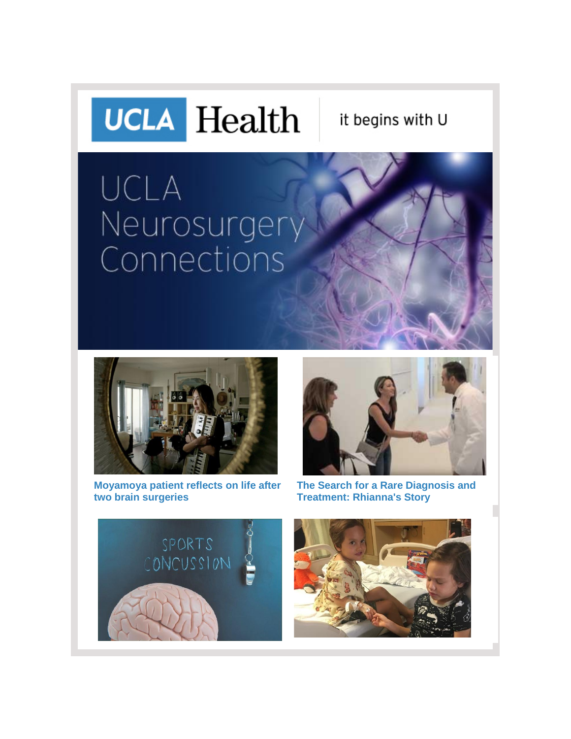UCLA Health | it begins with U

# UCLA Neurosurgery Connections

**Moyamoya patient reflects on life after two brain surgeries**

**The Search for a Rare Diagnosis and Treatment: Rhianna's Story**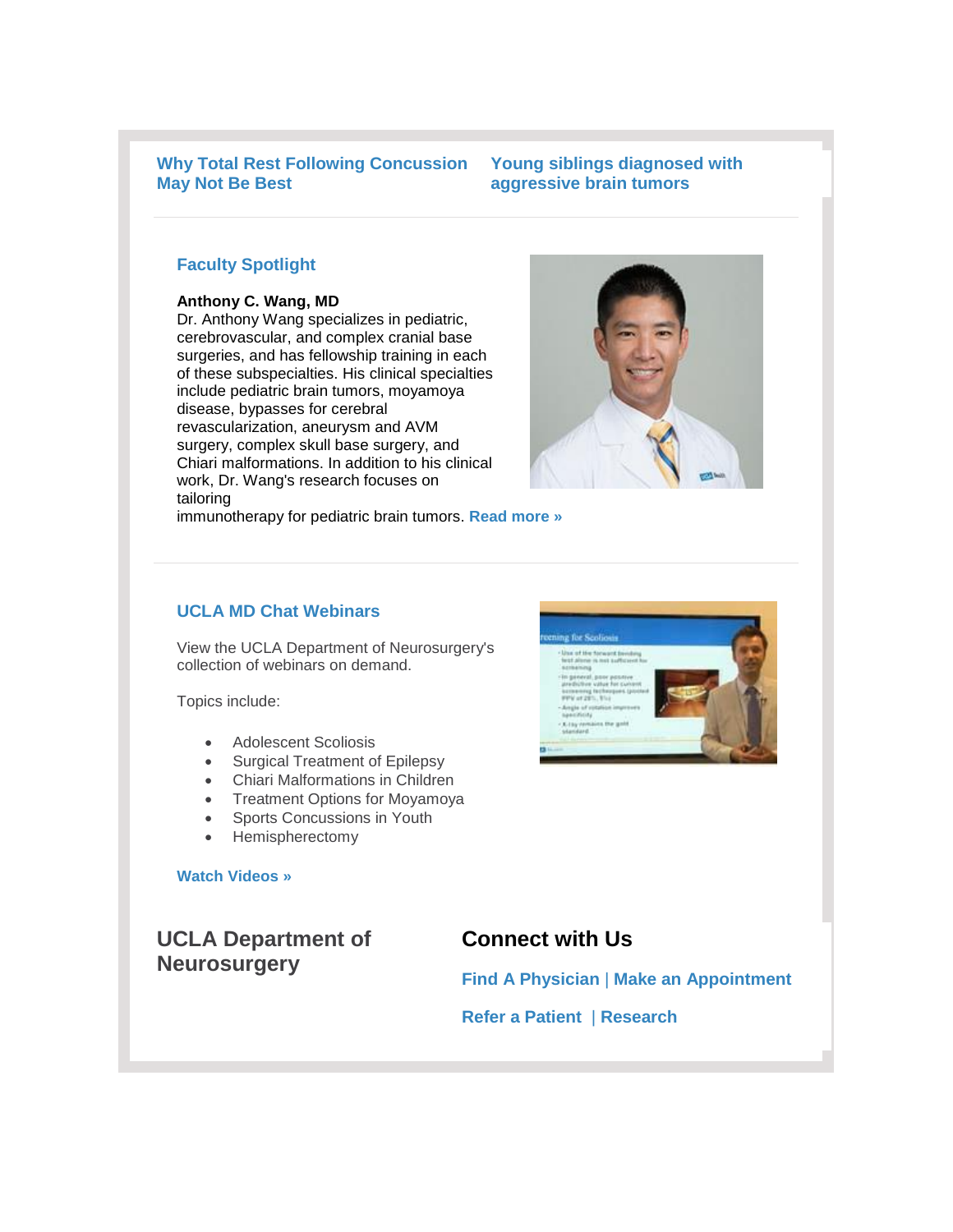**Why Total Rest Following Concussion May Not Be Best**

**Young siblings diagnosed with aggressive brain tumors**

---

### Faculty Spotlight

**Anthony C. Wang, MD**
Dr. Anthony Wang specializes in pediatric, cerebrovascular, and complex cranial base surgeries, and has fellowship training in each of these subspecialties. His clinical specialties include pediatric brain tumors, moyamoya disease, bypasses for cerebral revascularization, aneurysm and AVM surgery, complex skull base surgery, and Chiari malformations. In addition to his clinical work, Dr. Wang's research focuses on tailoring immunotherapy for pediatric brain tumors. **Read more »**

---

### UCLA MD Chat Webinars

View the UCLA Department of Neurosurgery's collection of webinars on demand.

Topics include:

- Adolescent Scoliosis
- Surgical Treatment of Epilepsy
- Chiari Malformations in Children
- Treatment Options for Moyamoya
- Sports Concussions in Youth
- Hemispherectomy

**Watch Videos »**

## UCLA Department of Neurosurgery

## Connect with Us

**Find A Physician** | **Make an Appointment**

**Refer a Patient** | **Research**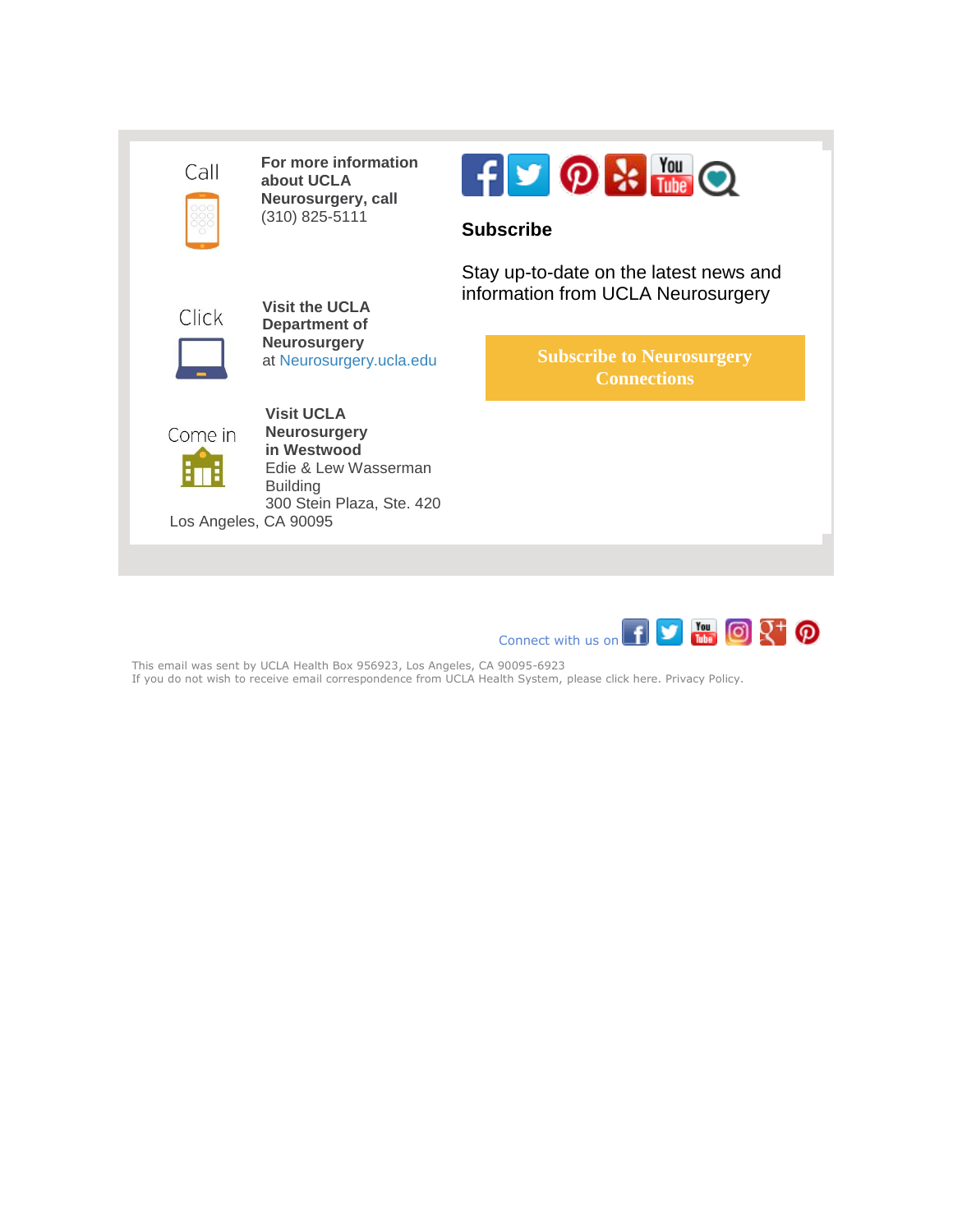Call

**For more information about UCLA Neurosurgery, call**
(310) 825-5111

Click

**Visit the UCLA Department of Neurosurgery**
at Neurosurgery.ucla.edu

Come in

**Visit UCLA Neurosurgery in Westwood**
Edie & Lew Wasserman Building
300 Stein Plaza, Ste. 420
Los Angeles, CA 90095

**Subscribe**

Stay up-to-date on the latest news and information from UCLA Neurosurgery

**Subscribe to Neurosurgery Connections**

Connect with us on

This email was sent by UCLA Health Box 956923, Los Angeles, CA 90095-6923
If you do not wish to receive email correspondence from UCLA Health System, please click here. Privacy Policy.